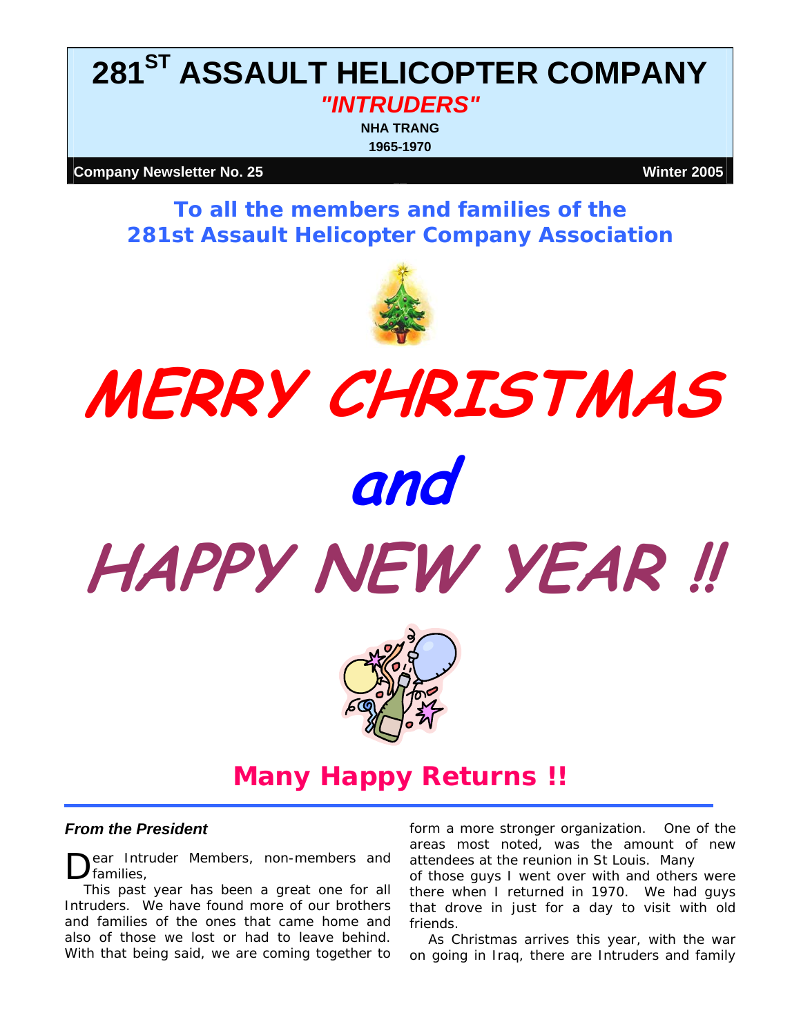# 281ST ASSAULT HELICOPTER COMPANY

***"INTRUDERS"***

**NHA TRANG**

**1965-1970**

**Company Newsletter No. 25** **Winter 2005**

## To all the members and families of the 281st Assault Helicopter Company Association

# *MERRY CHRISTMAS*

# *and*

# *HAPPY NEW YEAR !!*

## Many Happy Returns !!

---

### *From the President*

Dear Intruder Members, non-members and families,

This past year has been a great one for all Intruders. We have found more of our brothers and families of the ones that came home and also of those we lost or had to leave behind. With that being said, we are coming together to form a more stronger organization. One of the areas most noted, was the amount of new attendees at the reunion in St Louis. Many of those guys I went over with and others were there when I returned in 1970. We had guys that drove in just for a day to visit with old friends.

As Christmas arrives this year, with the war on going in Iraq, there are Intruders and family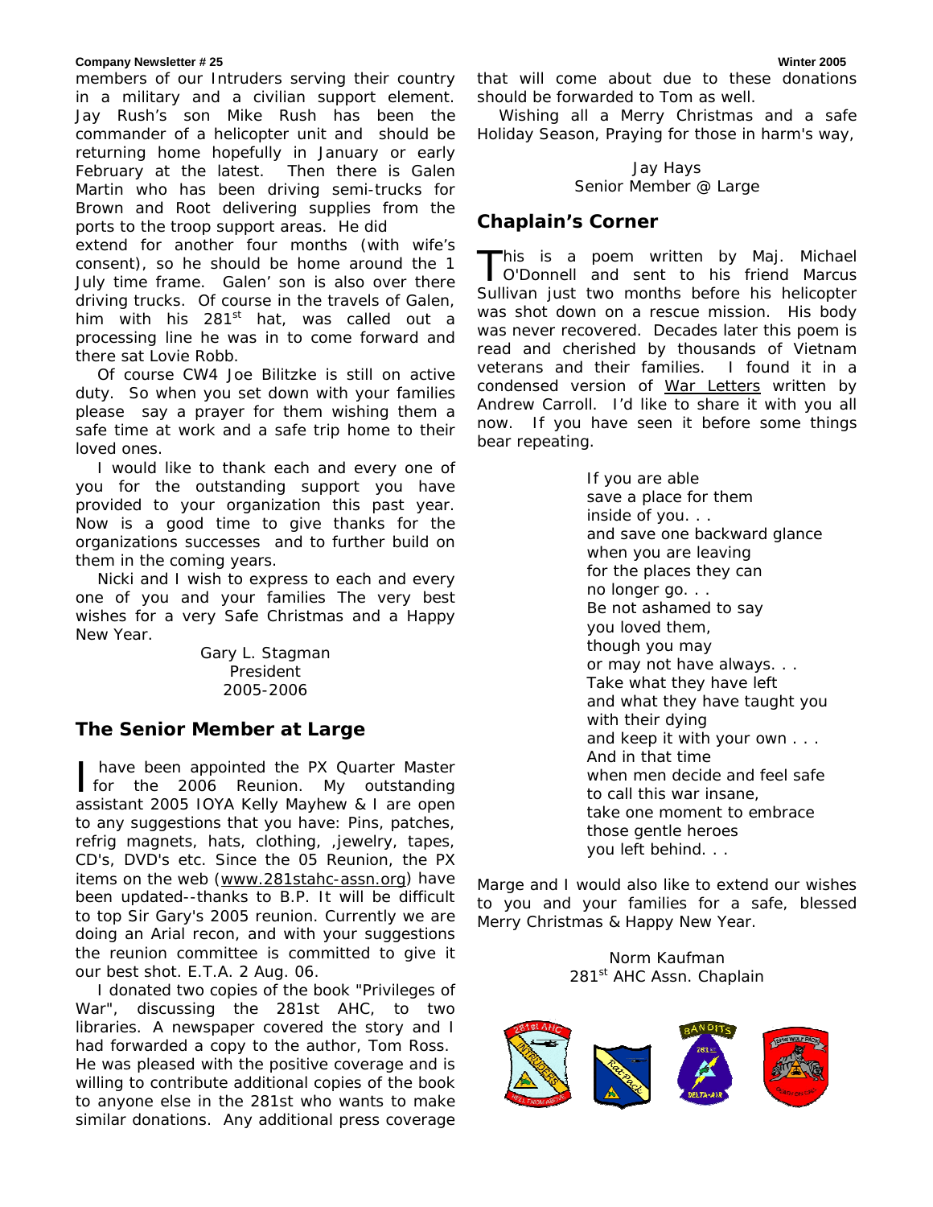members of our Intruders serving their country in a military and a civilian support element. Jay Rush's son Mike Rush has been the commander of a helicopter unit and should be returning home hopefully in January or early February at the latest. Then there is Galen Martin who has been driving semi-trucks for Brown and Root delivering supplies from the ports to the troop support areas. He did extend for another four months (with wife's consent), so he should be home around the 1 July time frame. Galen' son is also over there driving trucks. Of course in the travels of Galen, him with his 281st hat, was called out a processing line he was in to come forward and there sat Lovie Robb.

Of course CW4 Joe Bilitzke is still on active duty. So when you set down with your families please say a prayer for them wishing them a safe time at work and a safe trip home to their loved ones.

I would like to thank each and every one of you for the outstanding support you have provided to your organization this past year. Now is a good time to give thanks for the organizations successes and to further build on them in the coming years.

Nicki and I wish to express to each and every one of you and your families The very best wishes for a very Safe Christmas and a Happy New Year.

Gary L. Stagman
President
2005-2006

## The Senior Member at Large

I have been appointed the PX Quarter Master for the 2006 Reunion. My outstanding assistant 2005 IOYA Kelly Mayhew & I are open to any suggestions that you have: Pins, patches, refrig magnets, hats, clothing, ,jewelry, tapes, CD's, DVD's etc. Since the 05 Reunion, the PX items on the web (www.281stahc-assn.org) have been updated--thanks to B.P. It will be difficult to top Sir Gary's 2005 reunion. Currently we are doing an Arial recon, and with your suggestions the reunion committee is committed to give it our best shot. E.T.A. 2 Aug. 06.

I donated two copies of the book "Privileges of War", discussing the 281st AHC, to two libraries. A newspaper covered the story and I had forwarded a copy to the author, Tom Ross. He was pleased with the positive coverage and is willing to contribute additional copies of the book to anyone else in the 281st who wants to make similar donations. Any additional press coverage that will come about due to these donations should be forwarded to Tom as well.

Wishing all a Merry Christmas and a safe Holiday Season, Praying for those in harm's way,

Jay Hays
Senior Member @ Large

## Chaplain's Corner

This is a poem written by Maj. Michael O'Donnell and sent to his friend Marcus Sullivan just two months before his helicopter was shot down on a rescue mission. His body was never recovered. Decades later this poem is read and cherished by thousands of Vietnam veterans and their families. I found it in a condensed version of War Letters written by Andrew Carroll. I'd like to share it with you all now. If you have seen it before some things bear repeating.

If you are able
save a place for them
inside of you. . .
and save one backward glance
when you are leaving
for the places they can
no longer go. . .
Be not ashamed to say
you loved them,
though you may
or may not have always. . .
Take what they have left
and what they have taught you
with their dying
and keep it with your own . . .
And in that time
when men decide and feel safe
to call this war insane,
take one moment to embrace
those gentle heroes
you left behind. . .

Marge and I would also like to extend our wishes to you and your families for a safe, blessed Merry Christmas & Happy New Year.

Norm Kaufman
281st AHC Assn. Chaplain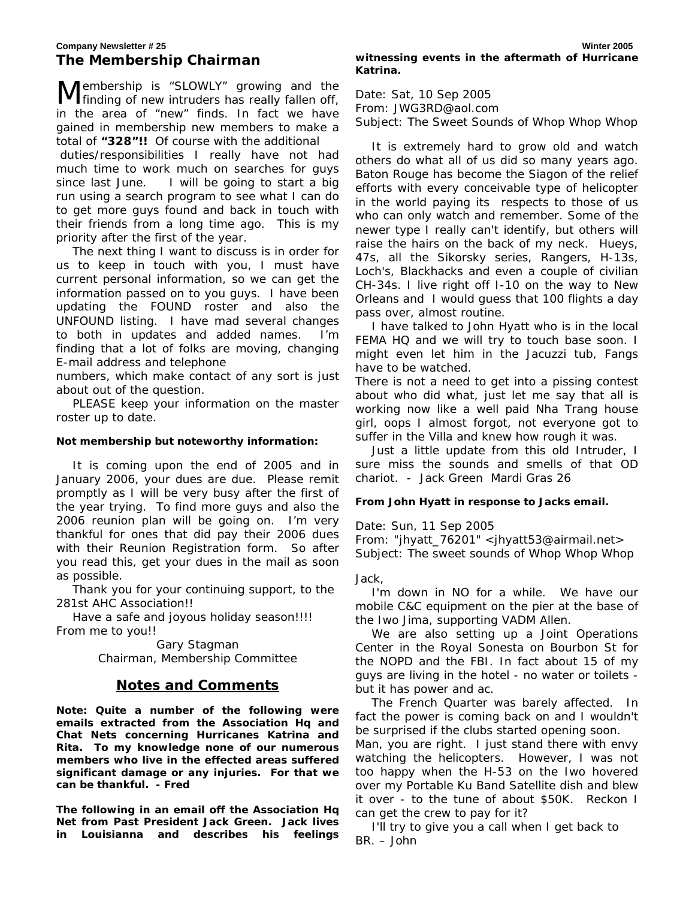## The Membership Chairman

Membership is "SLOWLY" growing and the finding of new intruders has really fallen off, in the area of "new" finds. In fact we have gained in membership new members to make a total of **"328"!!** Of course with the additional duties/responsibilities I really have not had much time to work much on searches for guys since last June. I will be going to start a big run using a search program to see what I can do to get more guys found and back in touch with their friends from a long time ago. This is my priority after the first of the year.

The next thing I want to discuss is in order for us to keep in touch with you, I must have current personal information, so we can get the information passed on to you guys. I have been updating the FOUND roster and also the UNFOUND listing. I have mad several changes to both in updates and added names. I'm finding that a lot of folks are moving, changing E-mail address and telephone numbers, which make contact of any sort is just about out of the question.

PLEASE keep your information on the master roster up to date.

**Not membership but noteworthy information:**

It is coming upon the end of 2005 and in January 2006, your dues are due. Please remit promptly as I will be very busy after the first of the year trying. To find more guys and also the 2006 reunion plan will be going on. I'm very thankful for ones that did pay their 2006 dues with their Reunion Registration form. So after you read this, get your dues in the mail as soon as possible.

Thank you for your continuing support, to the 281st AHC Association!!

Have a safe and joyous holiday season!!!! From me to you!!

Gary Stagman
Chairman, Membership Committee

## Notes and Comments

**Note: Quite a number of the following were emails extracted from the Association Hq and Chat Nets concerning Hurricanes Katrina and Rita. To my knowledge none of our numerous members who live in the effected areas suffered significant damage or any injuries. For that we can be thankful. - Fred**

**The following in an email off the Association Hq Net from Past President Jack Green. Jack lives in Louisianna and describes his feelings witnessing events in the aftermath of Hurricane Katrina.**

Date: Sat, 10 Sep 2005
From: JWG3RD@aol.com
Subject: The Sweet Sounds of Whop Whop Whop

It is extremely hard to grow old and watch others do what all of us did so many years ago. Baton Rouge has become the Siagon of the relief efforts with every conceivable type of helicopter in the world paying its respects to those of us who can only watch and remember. Some of the newer type I really can't identify, but others will raise the hairs on the back of my neck. Hueys, 47s, all the Sikorsky series, Rangers, H-13s, Loch's, Blackhacks and even a couple of civilian CH-34s. I live right off I-10 on the way to New Orleans and I would guess that 100 flights a day pass over, almost routine.

I have talked to John Hyatt who is in the local FEMA HQ and we will try to touch base soon. I might even let him in the Jacuzzi tub, Fangs have to be watched.

There is not a need to get into a pissing contest about who did what, just let me say that all is working now like a well paid Nha Trang house girl, oops I almost forgot, not everyone got to suffer in the Villa and knew how rough it was.

Just a little update from this old Intruder, I sure miss the sounds and smells of that OD chariot. - Jack Green Mardi Gras 26

**From John Hyatt in response to Jacks email.**

Date: Sun, 11 Sep 2005
From: "jhyatt_76201" <jhyatt53@airmail.net>
Subject: The sweet sounds of Whop Whop Whop

Jack,

I'm down in NO for a while. We have our mobile C&C equipment on the pier at the base of the Iwo Jima, supporting VADM Allen.

We are also setting up a Joint Operations Center in the Royal Sonesta on Bourbon St for the NOPD and the FBI. In fact about 15 of my guys are living in the hotel - no water or toilets - but it has power and ac.

The French Quarter was barely affected. In fact the power is coming back on and I wouldn't be surprised if the clubs started opening soon.

Man, you are right. I just stand there with envy watching the helicopters. However, I was not too happy when the H-53 on the Iwo hovered over my Portable Ku Band Satellite dish and blew it over - to the tune of about $50K. Reckon I can get the crew to pay for it?

I'll try to give you a call when I get back to BR. – John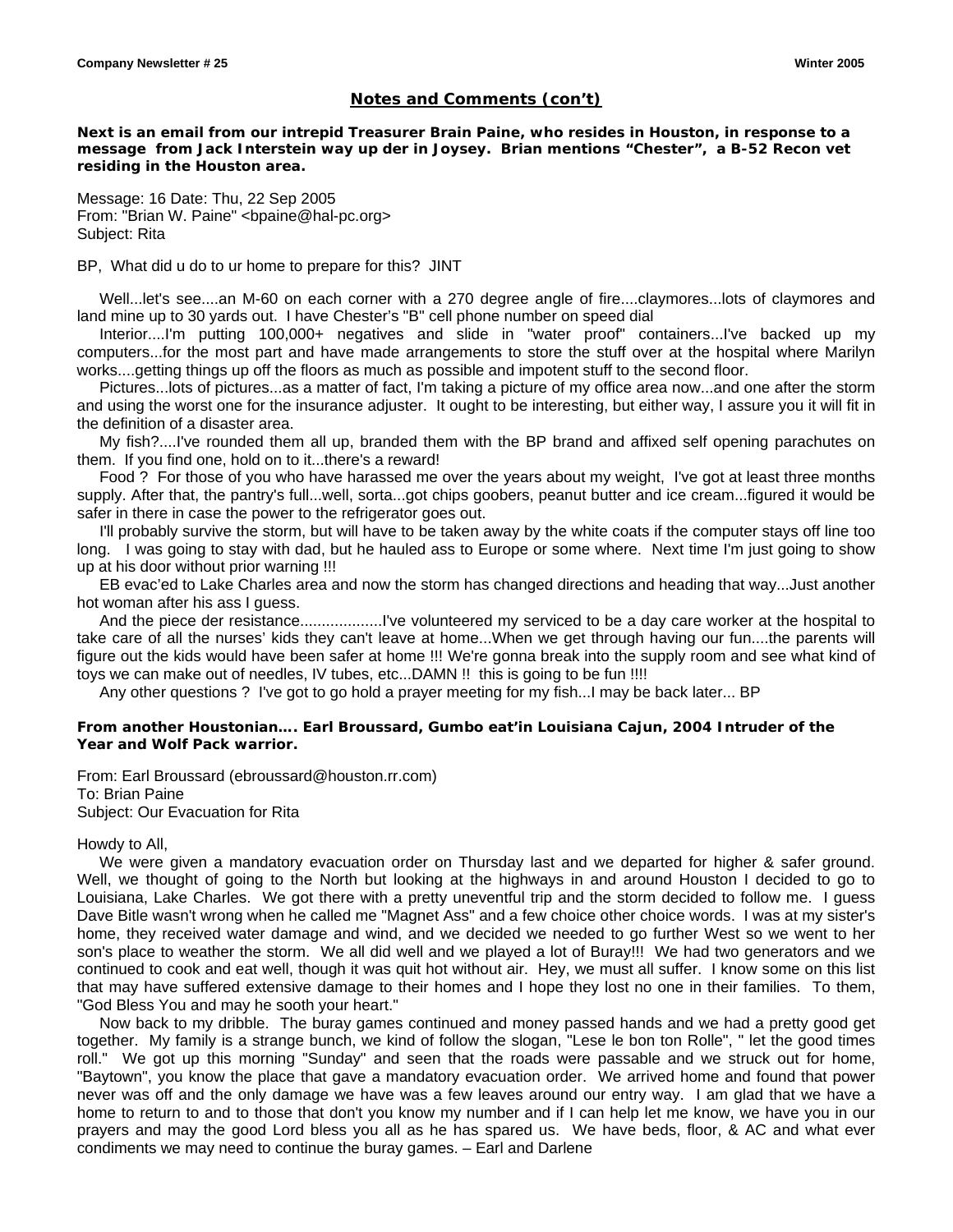## Notes and Comments (con't)

**Next is an email from our intrepid Treasurer Brain Paine, who resides in Houston, in response to a message from Jack Interstein way up der in Joysey. Brian mentions "Chester", a B-52 Recon vet residing in the Houston area.**

Message: 16 Date: Thu, 22 Sep 2005
From: "Brian W. Paine" <bpaine@hal-pc.org>
Subject: Rita

BP, What did u do to ur home to prepare for this? JINT

Well...let's see....an M-60 on each corner with a 270 degree angle of fire....claymores...lots of claymores and land mine up to 30 yards out. I have Chester's "B" cell phone number on speed dial

Interior....I'm putting 100,000+ negatives and slide in "water proof" containers...I've backed up my computers...for the most part and have made arrangements to store the stuff over at the hospital where Marilyn works....getting things up off the floors as much as possible and impotent stuff to the second floor.

Pictures...lots of pictures...as a matter of fact, I'm taking a picture of my office area now...and one after the storm and using the worst one for the insurance adjuster. It ought to be interesting, but either way, I assure you it will fit in the definition of a disaster area.

My fish?....I've rounded them all up, branded them with the BP brand and affixed self opening parachutes on them. If you find one, hold on to it...there's a reward!

Food ? For those of you who have harassed me over the years about my weight, I've got at least three months supply. After that, the pantry's full...well, sorta...got chips goobers, peanut butter and ice cream...figured it would be safer in there in case the power to the refrigerator goes out.

I'll probably survive the storm, but will have to be taken away by the white coats if the computer stays off line too long. I was going to stay with dad, but he hauled ass to Europe or some where. Next time I'm just going to show up at his door without prior warning !!!

EB evac'ed to Lake Charles area and now the storm has changed directions and heading that way...Just another hot woman after his ass I guess.

And the piece der resistance...................I've volunteered my serviced to be a day care worker at the hospital to take care of all the nurses' kids they can't leave at home...When we get through having our fun....the parents will figure out the kids would have been safer at home !!! We're gonna break into the supply room and see what kind of toys we can make out of needles, IV tubes, etc...DAMN !! this is going to be fun !!!!

Any other questions ? I've got to go hold a prayer meeting for my fish...I may be back later... BP

**From another Houstonian…. Earl Broussard, Gumbo eat'in Louisiana Cajun, 2004 Intruder of the Year and Wolf Pack warrior.**

From: Earl Broussard (ebroussard@houston.rr.com)
To: Brian Paine
Subject: Our Evacuation for Rita

Howdy to All,

We were given a mandatory evacuation order on Thursday last and we departed for higher & safer ground. Well, we thought of going to the North but looking at the highways in and around Houston I decided to go to Louisiana, Lake Charles. We got there with a pretty uneventful trip and the storm decided to follow me. I guess Dave Bitle wasn't wrong when he called me "Magnet Ass" and a few choice other choice words. I was at my sister's home, they received water damage and wind, and we decided we needed to go further West so we went to her son's place to weather the storm. We all did well and we played a lot of Buray!!! We had two generators and we continued to cook and eat well, though it was quit hot without air. Hey, we must all suffer. I know some on this list that may have suffered extensive damage to their homes and I hope they lost no one in their families. To them, "God Bless You and may he sooth your heart."

Now back to my dribble. The buray games continued and money passed hands and we had a pretty good get together. My family is a strange bunch, we kind of follow the slogan, "Lese le bon ton Rolle", " let the good times roll." We got up this morning "Sunday" and seen that the roads were passable and we struck out for home, "Baytown", you know the place that gave a mandatory evacuation order. We arrived home and found that power never was off and the only damage we have was a few leaves around our entry way. I am glad that we have a home to return to and to those that don't you know my number and if I can help let me know, we have you in our prayers and may the good Lord bless you all as he has spared us. We have beds, floor, & AC and what ever condiments we may need to continue the buray games. – Earl and Darlene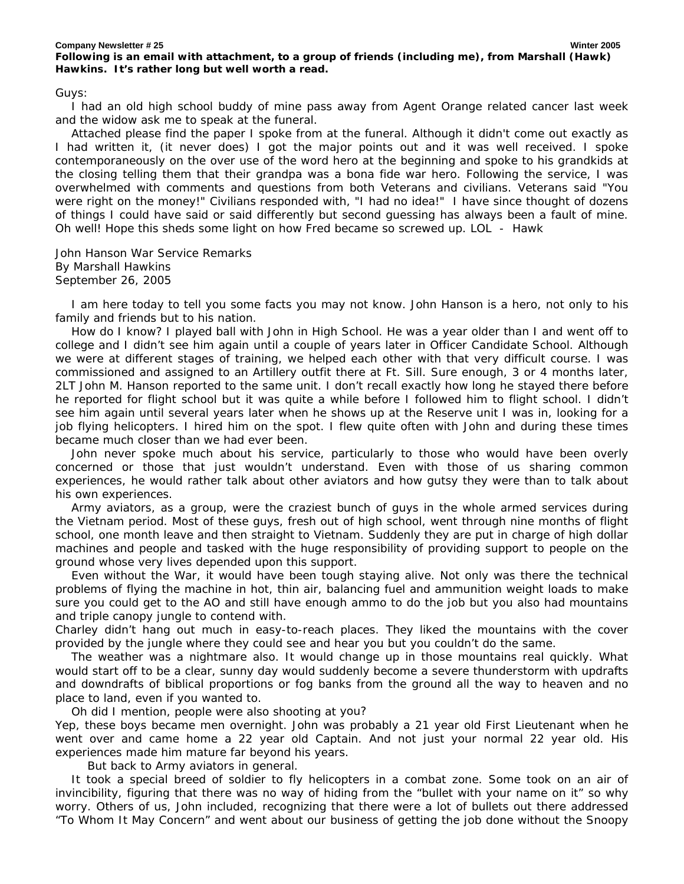**Following is an email with attachment, to a group of friends (including me), from Marshall (Hawk) Hawkins. It's rather long but well worth a read.**

Guys:

I had an old high school buddy of mine pass away from Agent Orange related cancer last week and the widow ask me to speak at the funeral.

Attached please find the paper I spoke from at the funeral. Although it didn't come out exactly as I had written it, (it never does) I got the major points out and it was well received. I spoke contemporaneously on the over use of the word hero at the beginning and spoke to his grandkids at the closing telling them that their grandpa was a bona fide war hero. Following the service, I was overwhelmed with comments and questions from both Veterans and civilians. Veterans said "You were right on the money!" Civilians responded with, "I had no idea!" I have since thought of dozens of things I could have said or said differently but second guessing has always been a fault of mine. Oh well! Hope this sheds some light on how Fred became so screwed up. LOL - Hawk

John Hanson War Service Remarks
By Marshall Hawkins
September 26, 2005

I am here today to tell you some facts you may not know. John Hanson is a hero, not only to his family and friends but to his nation.

How do I know? I played ball with John in High School. He was a year older than I and went off to college and I didn't see him again until a couple of years later in Officer Candidate School. Although we were at different stages of training, we helped each other with that very difficult course. I was commissioned and assigned to an Artillery outfit there at Ft. Sill. Sure enough, 3 or 4 months later, 2LT John M. Hanson reported to the same unit. I don't recall exactly how long he stayed there before he reported for flight school but it was quite a while before I followed him to flight school. I didn't see him again until several years later when he shows up at the Reserve unit I was in, looking for a job flying helicopters. I hired him on the spot. I flew quite often with John and during these times became much closer than we had ever been.

John never spoke much about his service, particularly to those who would have been overly concerned or those that just wouldn't understand. Even with those of us sharing common experiences, he would rather talk about other aviators and how gutsy they were than to talk about his own experiences.

Army aviators, as a group, were the craziest bunch of guys in the whole armed services during the Vietnam period. Most of these guys, fresh out of high school, went through nine months of flight school, one month leave and then straight to Vietnam. Suddenly they are put in charge of high dollar machines and people and tasked with the huge responsibility of providing support to people on the ground whose very lives depended upon this support.

Even without the War, it would have been tough staying alive. Not only was there the technical problems of flying the machine in hot, thin air, balancing fuel and ammunition weight loads to make sure you could get to the AO and still have enough ammo to do the job but you also had mountains and triple canopy jungle to contend with.

Charley didn't hang out much in easy-to-reach places. They liked the mountains with the cover provided by the jungle where they could see and hear you but you couldn't do the same.

The weather was a nightmare also. It would change up in those mountains real quickly. What would start off to be a clear, sunny day would suddenly become a severe thunderstorm with updrafts and downdrafts of biblical proportions or fog banks from the ground all the way to heaven and no place to land, even if you wanted to.

Oh did I mention, people were also shooting at you?

Yep, these boys became men overnight. John was probably a 21 year old First Lieutenant when he went over and came home a 22 year old Captain. And not just your normal 22 year old. His experiences made him mature far beyond his years.

But back to Army aviators in general.

It took a special breed of soldier to fly helicopters in a combat zone. Some took on an air of invincibility, figuring that there was no way of hiding from the "bullet with your name on it" so why worry. Others of us, John included, recognizing that there were a lot of bullets out there addressed "To Whom It May Concern" and went about our business of getting the job done without the Snoopy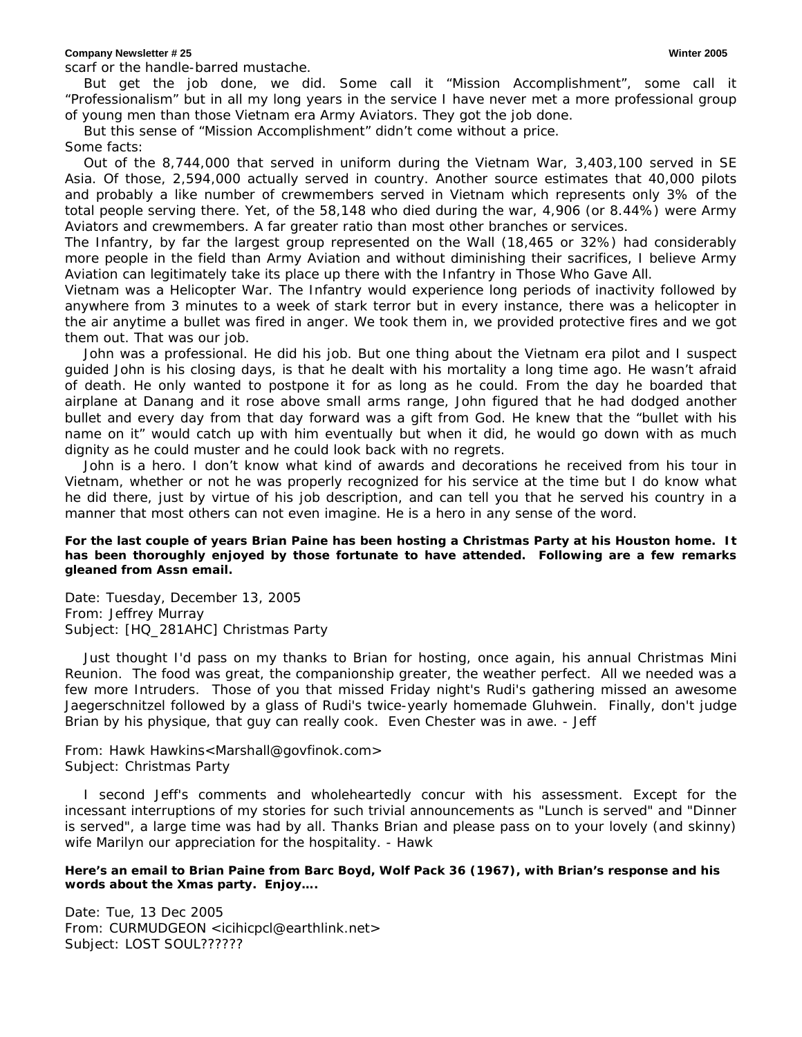scarf or the handle-barred mustache.

But get the job done, we did. Some call it "Mission Accomplishment", some call it "Professionalism" but in all my long years in the service I have never met a more professional group of young men than those Vietnam era Army Aviators. They got the job done.

But this sense of "Mission Accomplishment" didn't come without a price.

Some facts:

Out of the 8,744,000 that served in uniform during the Vietnam War, 3,403,100 served in SE Asia. Of those, 2,594,000 actually served in country. Another source estimates that 40,000 pilots and probably a like number of crewmembers served in Vietnam which represents only 3% of the total people serving there. Yet, of the 58,148 who died during the war, 4,906 (or 8.44%) were Army Aviators and crewmembers. A far greater ratio than most other branches or services.

The Infantry, by far the largest group represented on the Wall (18,465 or 32%) had considerably more people in the field than Army Aviation and without diminishing their sacrifices, I believe Army Aviation can legitimately take its place up there with the Infantry in Those Who Gave All.

Vietnam was a Helicopter War. The Infantry would experience long periods of inactivity followed by anywhere from 3 minutes to a week of stark terror but in every instance, there was a helicopter in the air anytime a bullet was fired in anger. We took them in, we provided protective fires and we got them out. That was our job.

John was a professional. He did his job. But one thing about the Vietnam era pilot and I suspect guided John is his closing days, is that he dealt with his mortality a long time ago. He wasn't afraid of death. He only wanted to postpone it for as long as he could. From the day he boarded that airplane at Danang and it rose above small arms range, John figured that he had dodged another bullet and every day from that day forward was a gift from God. He knew that the "bullet with his name on it" would catch up with him eventually but when it did, he would go down with as much dignity as he could muster and he could look back with no regrets.

John is a hero. I don't know what kind of awards and decorations he received from his tour in Vietnam, whether or not he was properly recognized for his service at the time but I do know what he did there, just by virtue of his job description, and can tell you that he served his country in a manner that most others can not even imagine. He is a hero in any sense of the word.

**For the last couple of years Brian Paine has been hosting a Christmas Party at his Houston home. It has been thoroughly enjoyed by those fortunate to have attended. Following are a few remarks gleaned from Assn email.**

Date: Tuesday, December 13, 2005
From: Jeffrey Murray
Subject: [HQ_281AHC] Christmas Party

Just thought I'd pass on my thanks to Brian for hosting, once again, his annual Christmas Mini Reunion. The food was great, the companionship greater, the weather perfect. All we needed was a few more Intruders. Those of you that missed Friday night's Rudi's gathering missed an awesome Jaegerschnitzel followed by a glass of Rudi's twice-yearly homemade Gluhwein. Finally, don't judge Brian by his physique, that guy can really cook. Even Chester was in awe. - Jeff

From: Hawk Hawkins<Marshall@govfinok.com>
Subject: Christmas Party

I second Jeff's comments and wholeheartedly concur with his assessment. Except for the incessant interruptions of my stories for such trivial announcements as "Lunch is served" and "Dinner is served", a large time was had by all. Thanks Brian and please pass on to your lovely (and skinny) wife Marilyn our appreciation for the hospitality. - Hawk

**Here's an email to Brian Paine from Barc Boyd, Wolf Pack 36 (1967), with Brian's response and his words about the Xmas party. Enjoy….**

Date: Tue, 13 Dec 2005
From: CURMUDGEON <icihicpcl@earthlink.net>
Subject: LOST SOUL??????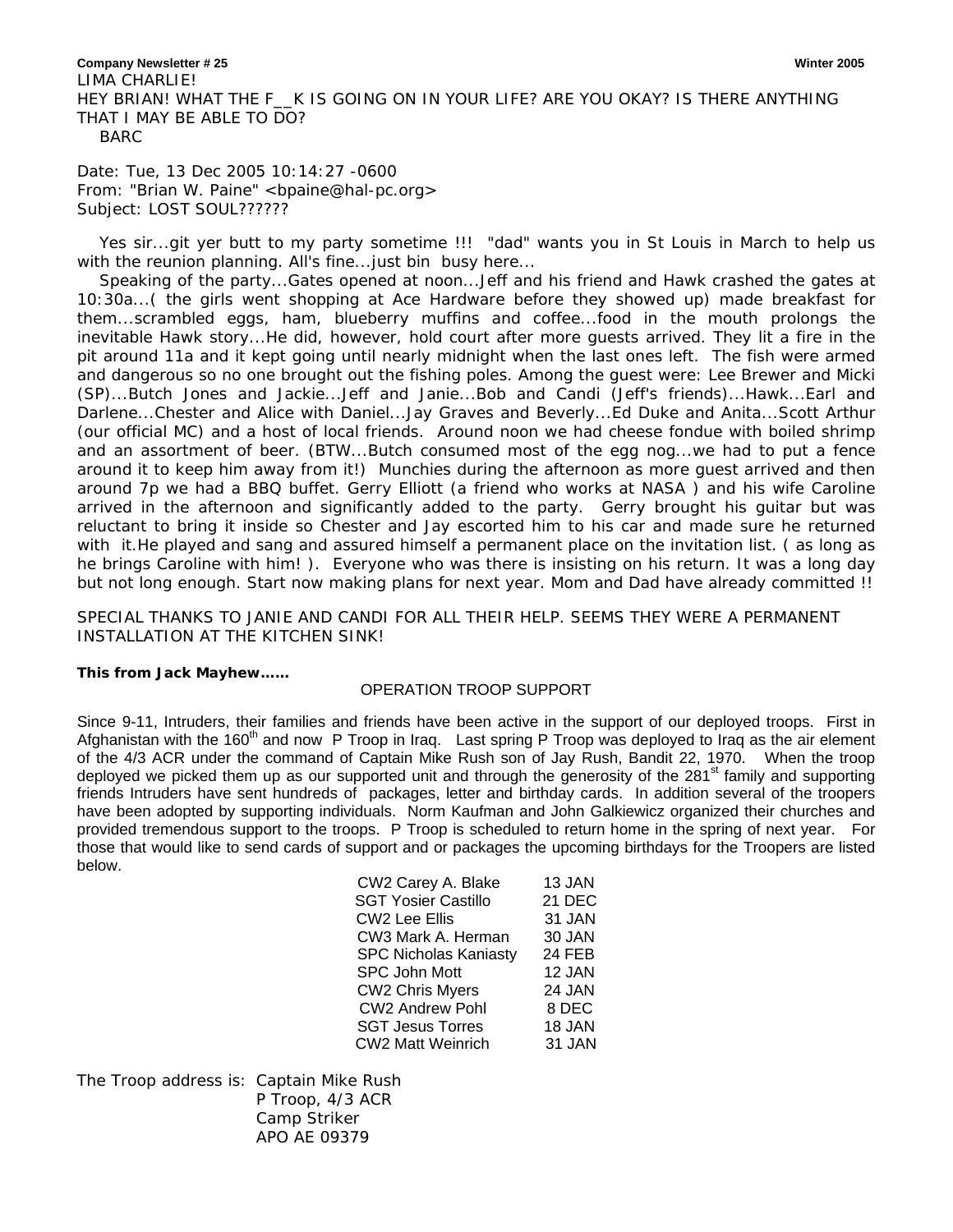**Company Newsletter # 25** **Winter 2005**

LIMA CHARLIE!
HEY BRIAN! WHAT THE F__K IS GOING ON IN YOUR LIFE? ARE YOU OKAY? IS THERE ANYTHING THAT I MAY BE ABLE TO DO?
BARC

Date: Tue, 13 Dec 2005 10:14:27 -0600
From: "Brian W. Paine" <bpaine@hal-pc.org>
Subject: LOST SOUL??????

Yes sir...git yer butt to my party sometime !!! "dad" wants you in St Louis in March to help us with the reunion planning. All's fine...just bin busy here...

Speaking of the party...Gates opened at noon...Jeff and his friend and Hawk crashed the gates at 10:30a...( the girls went shopping at Ace Hardware before they showed up) made breakfast for them...scrambled eggs, ham, blueberry muffins and coffee...food in the mouth prolongs the inevitable Hawk story...He did, however, hold court after more guests arrived. They lit a fire in the pit around 11a and it kept going until nearly midnight when the last ones left. The fish were armed and dangerous so no one brought out the fishing poles. Among the guest were: Lee Brewer and Micki (SP)...Butch Jones and Jackie...Jeff and Janie...Bob and Candi (Jeff's friends)...Hawk...Earl and Darlene...Chester and Alice with Daniel...Jay Graves and Beverly...Ed Duke and Anita...Scott Arthur (our official MC) and a host of local friends. Around noon we had cheese fondue with boiled shrimp and an assortment of beer. (BTW...Butch consumed most of the egg nog...we had to put a fence around it to keep him away from it!) Munchies during the afternoon as more guest arrived and then around 7p we had a BBQ buffet. Gerry Elliott (a friend who works at NASA ) and his wife Caroline arrived in the afternoon and significantly added to the party. Gerry brought his guitar but was reluctant to bring it inside so Chester and Jay escorted him to his car and made sure he returned with it.He played and sang and assured himself a permanent place on the invitation list. ( as long as he brings Caroline with him! ). Everyone who was there is insisting on his return. It was a long day but not long enough. Start now making plans for next year. Mom and Dad have already committed !!

SPECIAL THANKS TO JANIE AND CANDI FOR ALL THEIR HELP. SEEMS THEY WERE A PERMANENT INSTALLATION AT THE KITCHEN SINK!

**This from Jack Mayhew……**

OPERATION TROOP SUPPORT

Since 9-11, Intruders, their families and friends have been active in the support of our deployed troops. First in Afghanistan with the 160th and now P Troop in Iraq. Last spring P Troop was deployed to Iraq as the air element of the 4/3 ACR under the command of Captain Mike Rush son of Jay Rush, Bandit 22, 1970. When the troop deployed we picked them up as our supported unit and through the generosity of the 281st family and supporting friends Intruders have sent hundreds of packages, letter and birthday cards. In addition several of the troopers have been adopted by supporting individuals. Norm Kaufman and John Galkiewicz organized their churches and provided tremendous support to the troops. P Troop is scheduled to return home in the spring of next year. For those that would like to send cards of support and or packages the upcoming birthdays for the Troopers are listed below.

| | |
|---|---|
| CW2 Carey A. Blake | 13 JAN |
| SGT Yosier Castillo | 21 DEC |
| CW2 Lee Ellis | 31 JAN |
| CW3 Mark A. Herman | 30 JAN |
| SPC Nicholas Kaniasty | 24 FEB |
| SPC John Mott | 12 JAN |
| CW2 Chris Myers | 24 JAN |
| CW2 Andrew Pohl | 8 DEC |
| SGT Jesus Torres | 18 JAN |
| CW2 Matt Weinrich | 31 JAN |

The Troop address is: Captain Mike Rush
P Troop, 4/3 ACR
Camp Striker
APO AE 09379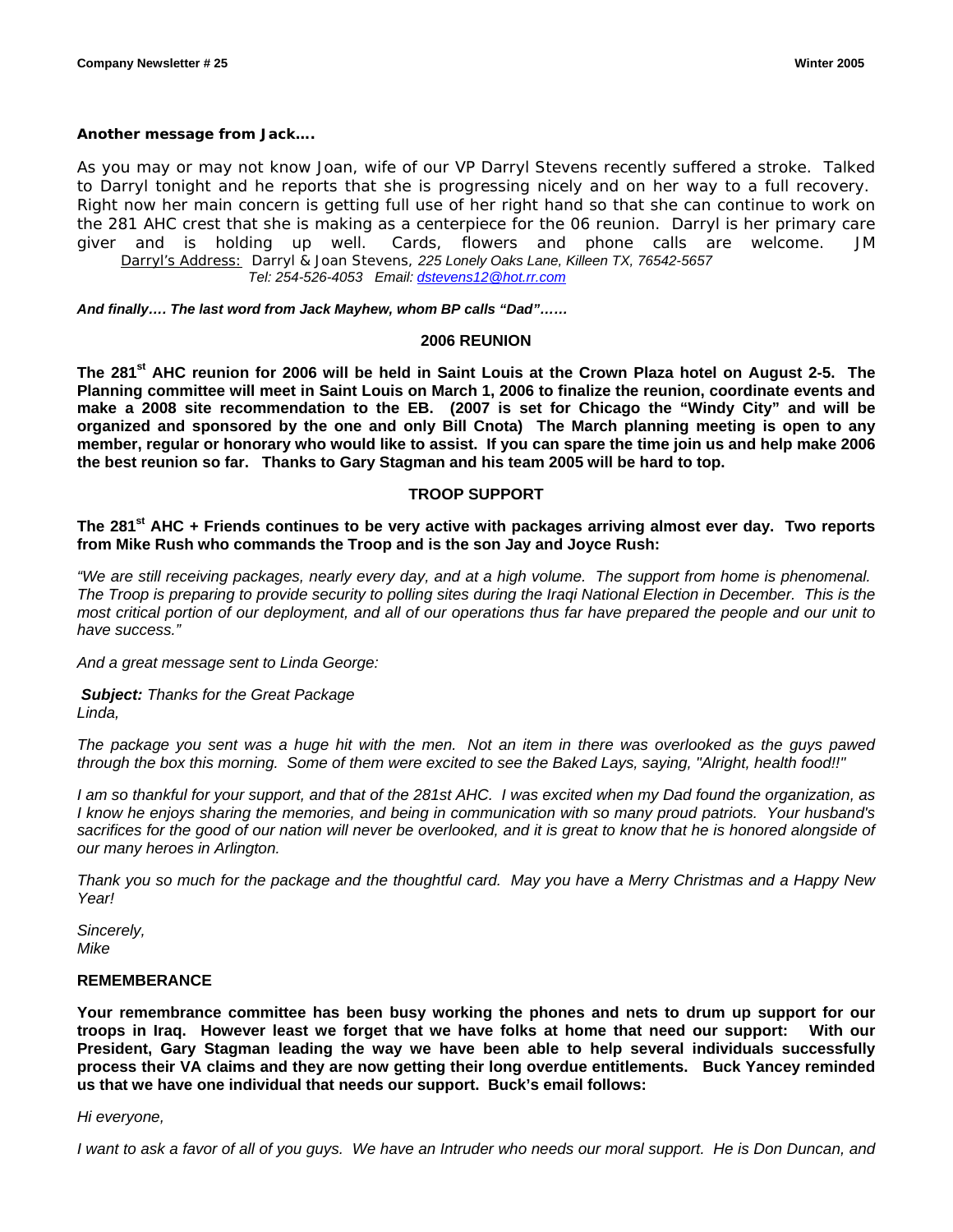**Another message from Jack….**

As you may or may not know Joan, wife of our VP Darryl Stevens recently suffered a stroke. Talked to Darryl tonight and he reports that she is progressing nicely and on her way to a full recovery. Right now her main concern is getting full use of her right hand so that she can continue to work on the 281 AHC crest that she is making as a centerpiece for the 06 reunion. Darryl is her primary care giver and is holding up well. Cards, flowers and phone calls are welcome. JM

Darryl's Address: Darryl & Joan Stevens, *225 Lonely Oaks Lane, Killeen TX, 76542-5657*
*Tel: 254-526-4053 Email: dstevens12@hot.rr.com*

***And finally…. The last word from Jack Mayhew, whom BP calls "Dad"……***

## 2006 REUNION

**The 281st AHC reunion for 2006 will be held in Saint Louis at the Crown Plaza hotel on August 2-5. The Planning committee will meet in Saint Louis on March 1, 2006 to finalize the reunion, coordinate events and make a 2008 site recommendation to the EB. (2007 is set for Chicago the "Windy City" and will be organized and sponsored by the one and only Bill Cnota) The March planning meeting is open to any member, regular or honorary who would like to assist. If you can spare the time join us and help make 2006 the best reunion so far. Thanks to Gary Stagman and his team 2005 will be hard to top.**

## TROOP SUPPORT

**The 281st AHC + Friends continues to be very active with packages arriving almost ever day. Two reports from Mike Rush who commands the Troop and is the son Jay and Joyce Rush:**

*"We are still receiving packages, nearly every day, and at a high volume. The support from home is phenomenal. The Troop is preparing to provide security to polling sites during the Iraqi National Election in December. This is the most critical portion of our deployment, and all of our operations thus far have prepared the people and our unit to have success."*

*And a great message sent to Linda George:*

***Subject:*** *Thanks for the Great Package*
*Linda,*

*The package you sent was a huge hit with the men. Not an item in there was overlooked as the guys pawed through the box this morning. Some of them were excited to see the Baked Lays, saying, "Alright, health food!!"*

*I am so thankful for your support, and that of the 281st AHC. I was excited when my Dad found the organization, as I know he enjoys sharing the memories, and being in communication with so many proud patriots. Your husband's sacrifices for the good of our nation will never be overlooked, and it is great to know that he is honored alongside of our many heroes in Arlington.*

*Thank you so much for the package and the thoughtful card. May you have a Merry Christmas and a Happy New Year!*

*Sincerely,*
*Mike*

**REMEMBERANCE**

**Your remembrance committee has been busy working the phones and nets to drum up support for our troops in Iraq. However least we forget that we have folks at home that need our support: With our President, Gary Stagman leading the way we have been able to help several individuals successfully process their VA claims and they are now getting their long overdue entitlements. Buck Yancey reminded us that we have one individual that needs our support. Buck's email follows:**

*Hi everyone,*

*I want to ask a favor of all of you guys. We have an Intruder who needs our moral support. He is Don Duncan, and*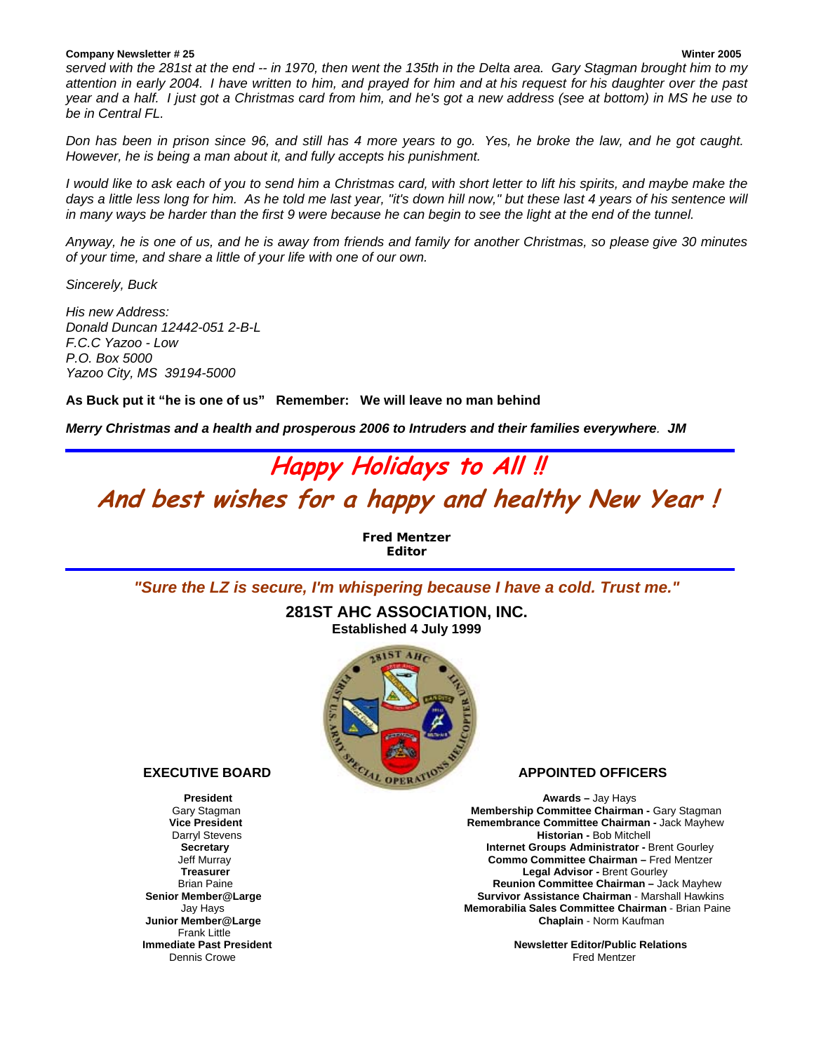*served with the 281st at the end -- in 1970, then went the 135th in the Delta area. Gary Stagman brought him to my attention in early 2004. I have written to him, and prayed for him and at his request for his daughter over the past year and a half. I just got a Christmas card from him, and he's got a new address (see at bottom) in MS he use to be in Central FL.*

*Don has been in prison since 96, and still has 4 more years to go. Yes, he broke the law, and he got caught. However, he is being a man about it, and fully accepts his punishment.*

*I would like to ask each of you to send him a Christmas card, with short letter to lift his spirits, and maybe make the days a little less long for him. As he told me last year, "it's down hill now," but these last 4 years of his sentence will in many ways be harder than the first 9 were because he can begin to see the light at the end of the tunnel.*

*Anyway, he is one of us, and he is away from friends and family for another Christmas, so please give 30 minutes of your time, and share a little of your life with one of our own.*

*Sincerely, Buck*

*His new Address:*
*Donald Duncan 12442-051 2-B-L*
*F.C.C Yazoo - Low*
*P.O. Box 5000*
*Yazoo City, MS 39194-5000*

**As Buck put it "he is one of us" Remember: We will leave no man behind**

***Merry Christmas and a health and prosperous 2006 to Intruders and their families everywhere. JM***

---

# *Happy Holidays to All !!*

# *And best wishes for a happy and healthy New Year !*

**Fred Mentzer**
**Editor**

---

***"Sure the LZ is secure, I'm whispering because I have a cold. Trust me."***

## 281ST AHC ASSOCIATION, INC.

**Established 4 July 1999**

### EXECUTIVE BOARD

**President**
Gary Stagman
**Vice President**
Darryl Stevens
**Secretary**
Jeff Murray
**Treasurer**
Brian Paine
**Senior Member@Large**
Jay Hays
**Junior Member@Large**
Frank Little
**Immediate Past President**
Dennis Crowe

### APPOINTED OFFICERS

**Awards –** Jay Hays
**Membership Committee Chairman -** Gary Stagman
**Remembrance Committee Chairman -** Jack Mayhew
**Historian -** Bob Mitchell
**Internet Groups Administrator -** Brent Gourley
**Commo Committee Chairman –** Fred Mentzer
**Legal Advisor -** Brent Gourley
**Reunion Committee Chairman –** Jack Mayhew
**Survivor Assistance Chairman** - Marshall Hawkins
**Memorabilia Sales Committee Chairman** - Brian Paine
**Chaplain** - Norm Kaufman

**Newsletter Editor/Public Relations**
Fred Mentzer